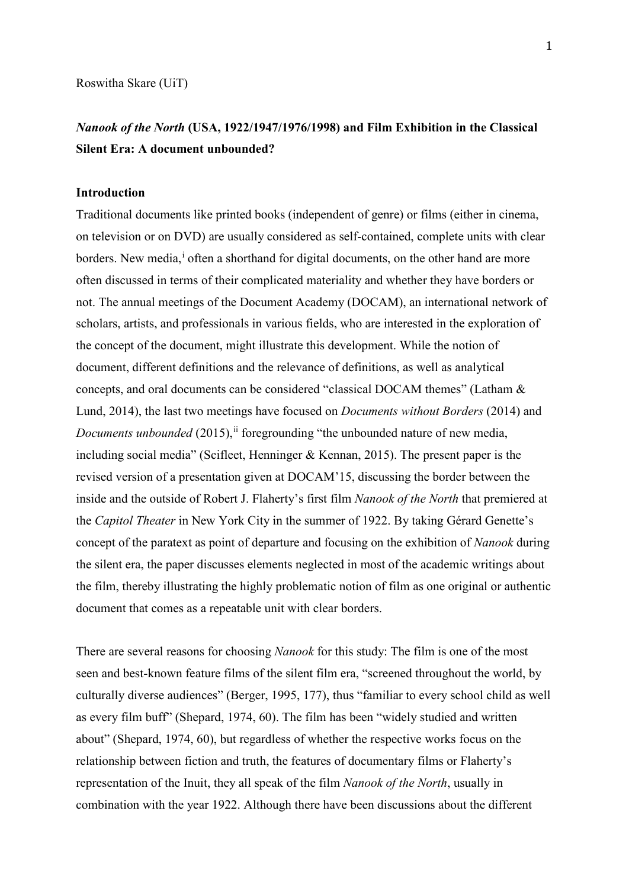Roswitha Skare (UiT)

# *Nanook of the North* (USA, 1922/1947/1976/1998) and Film Exhibition in the Classical Silent Era: A document unbounded?

## Introduction

Traditional documents like printed books (independent of genre) or films (either in cinema, on television or on DVD) are usually considered as self-contained, complete units with clear borders. New media,[i] often a shorthand for digital documents, on the other hand are more often discussed in terms of their complicated materiality and whether they have borders or not. The annual meetings of the Document Academy (DOCAM), an international network of scholars, artists, and professionals in various fields, who are interested in the exploration of the concept of the document, might illustrate this development. While the notion of document, different definitions and the relevance of definitions, as well as analytical concepts, and oral documents can be considered "classical DOCAM themes" (Latham & Lund, 2014), the last two meetings have focused on *Documents without Borders* (2014) and *Documents unbounded* (2015),[ii] foregrounding "the unbounded nature of new media, including social media" (Scifleet, Henninger & Kennan, 2015). The present paper is the revised version of a presentation given at DOCAM'15, discussing the border between the inside and the outside of Robert J. Flaherty's first film *Nanook of the North* that premiered at the *Capitol Theater* in New York City in the summer of 1922. By taking Gérard Genette's concept of the paratext as point of departure and focusing on the exhibition of *Nanook* during the silent era, the paper discusses elements neglected in most of the academic writings about the film, thereby illustrating the highly problematic notion of film as one original or authentic document that comes as a repeatable unit with clear borders.

There are several reasons for choosing *Nanook* for this study: The film is one of the most seen and best-known feature films of the silent film era, "screened throughout the world, by culturally diverse audiences" (Berger, 1995, 177), thus "familiar to every school child as well as every film buff" (Shepard, 1974, 60). The film has been "widely studied and written about" (Shepard, 1974, 60), but regardless of whether the respective works focus on the relationship between fiction and truth, the features of documentary films or Flaherty's representation of the Inuit, they all speak of the film *Nanook of the North*, usually in combination with the year 1922. Although there have been discussions about the different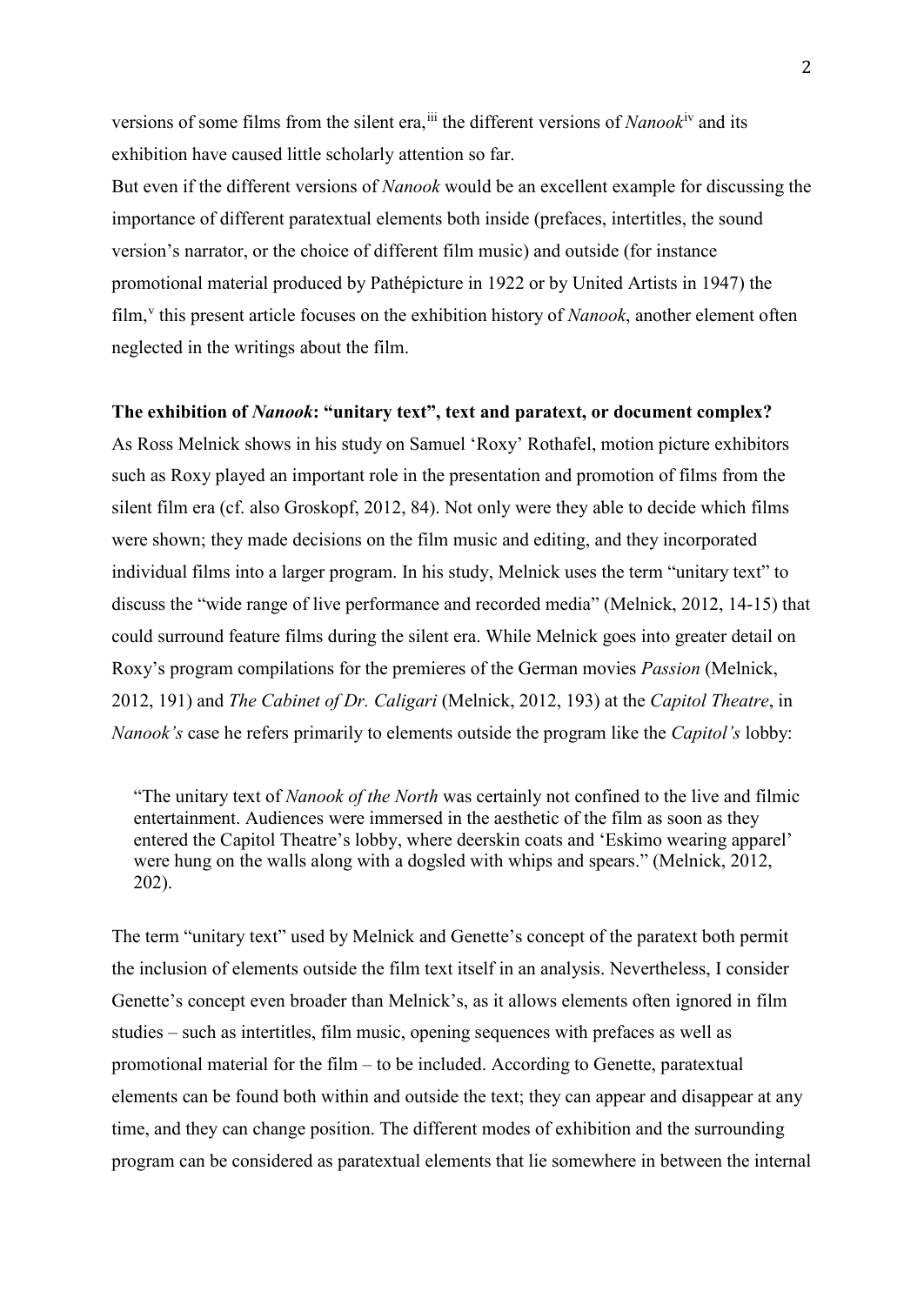versions of some films from the silent era,[iii] the different versions of *Nanook*[iv] and its exhibition have caused little scholarly attention so far.

But even if the different versions of *Nanook* would be an excellent example for discussing the importance of different paratextual elements both inside (prefaces, intertitles, the sound version's narrator, or the choice of different film music) and outside (for instance promotional material produced by Pathépicture in 1922 or by United Artists in 1947) the film,[v] this present article focuses on the exhibition history of *Nanook*, another element often neglected in the writings about the film.

**The exhibition of *Nanook*: "unitary text", text and paratext, or document complex?**

As Ross Melnick shows in his study on Samuel 'Roxy' Rothafel, motion picture exhibitors such as Roxy played an important role in the presentation and promotion of films from the silent film era (cf. also Groskopf, 2012, 84). Not only were they able to decide which films were shown; they made decisions on the film music and editing, and they incorporated individual films into a larger program. In his study, Melnick uses the term "unitary text" to discuss the "wide range of live performance and recorded media" (Melnick, 2012, 14-15) that could surround feature films during the silent era. While Melnick goes into greater detail on Roxy's program compilations for the premieres of the German movies *Passion* (Melnick, 2012, 191) and *The Cabinet of Dr. Caligari* (Melnick, 2012, 193) at the *Capitol Theatre*, in *Nanook's* case he refers primarily to elements outside the program like the *Capitol's* lobby:

> "The unitary text of *Nanook of the North* was certainly not confined to the live and filmic entertainment. Audiences were immersed in the aesthetic of the film as soon as they entered the Capitol Theatre's lobby, where deerskin coats and 'Eskimo wearing apparel' were hung on the walls along with a dogsled with whips and spears." (Melnick, 2012, 202).

The term "unitary text" used by Melnick and Genette's concept of the paratext both permit the inclusion of elements outside the film text itself in an analysis. Nevertheless, I consider Genette's concept even broader than Melnick's, as it allows elements often ignored in film studies – such as intertitles, film music, opening sequences with prefaces as well as promotional material for the film – to be included. According to Genette, paratextual elements can be found both within and outside the text; they can appear and disappear at any time, and they can change position. The different modes of exhibition and the surrounding program can be considered as paratextual elements that lie somewhere in between the internal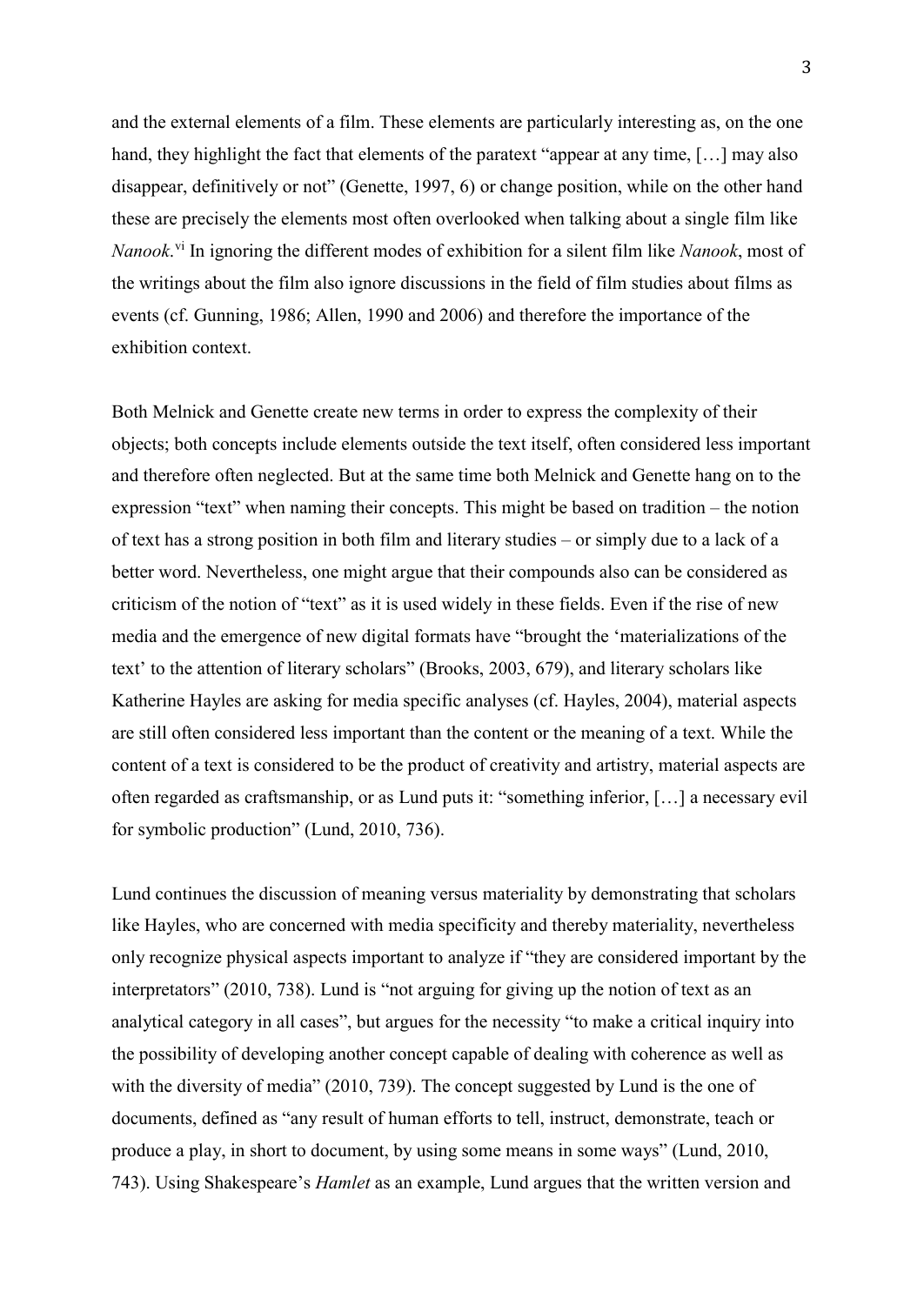and the external elements of a film. These elements are particularly interesting as, on the one hand, they highlight the fact that elements of the paratext "appear at any time, […] may also disappear, definitively or not" (Genette, 1997, 6) or change position, while on the other hand these are precisely the elements most often overlooked when talking about a single film like *Nanook*.[vi] In ignoring the different modes of exhibition for a silent film like *Nanook*, most of the writings about the film also ignore discussions in the field of film studies about films as events (cf. Gunning, 1986; Allen, 1990 and 2006) and therefore the importance of the exhibition context.

Both Melnick and Genette create new terms in order to express the complexity of their objects; both concepts include elements outside the text itself, often considered less important and therefore often neglected. But at the same time both Melnick and Genette hang on to the expression "text" when naming their concepts. This might be based on tradition – the notion of text has a strong position in both film and literary studies – or simply due to a lack of a better word. Nevertheless, one might argue that their compounds also can be considered as criticism of the notion of "text" as it is used widely in these fields. Even if the rise of new media and the emergence of new digital formats have "brought the 'materializations of the text' to the attention of literary scholars" (Brooks, 2003, 679), and literary scholars like Katherine Hayles are asking for media specific analyses (cf. Hayles, 2004), material aspects are still often considered less important than the content or the meaning of a text. While the content of a text is considered to be the product of creativity and artistry, material aspects are often regarded as craftsmanship, or as Lund puts it: "something inferior, […] a necessary evil for symbolic production" (Lund, 2010, 736).

Lund continues the discussion of meaning versus materiality by demonstrating that scholars like Hayles, who are concerned with media specificity and thereby materiality, nevertheless only recognize physical aspects important to analyze if "they are considered important by the interpretators" (2010, 738). Lund is "not arguing for giving up the notion of text as an analytical category in all cases", but argues for the necessity "to make a critical inquiry into the possibility of developing another concept capable of dealing with coherence as well as with the diversity of media" (2010, 739). The concept suggested by Lund is the one of documents, defined as "any result of human efforts to tell, instruct, demonstrate, teach or produce a play, in short to document, by using some means in some ways" (Lund, 2010, 743). Using Shakespeare's *Hamlet* as an example, Lund argues that the written version and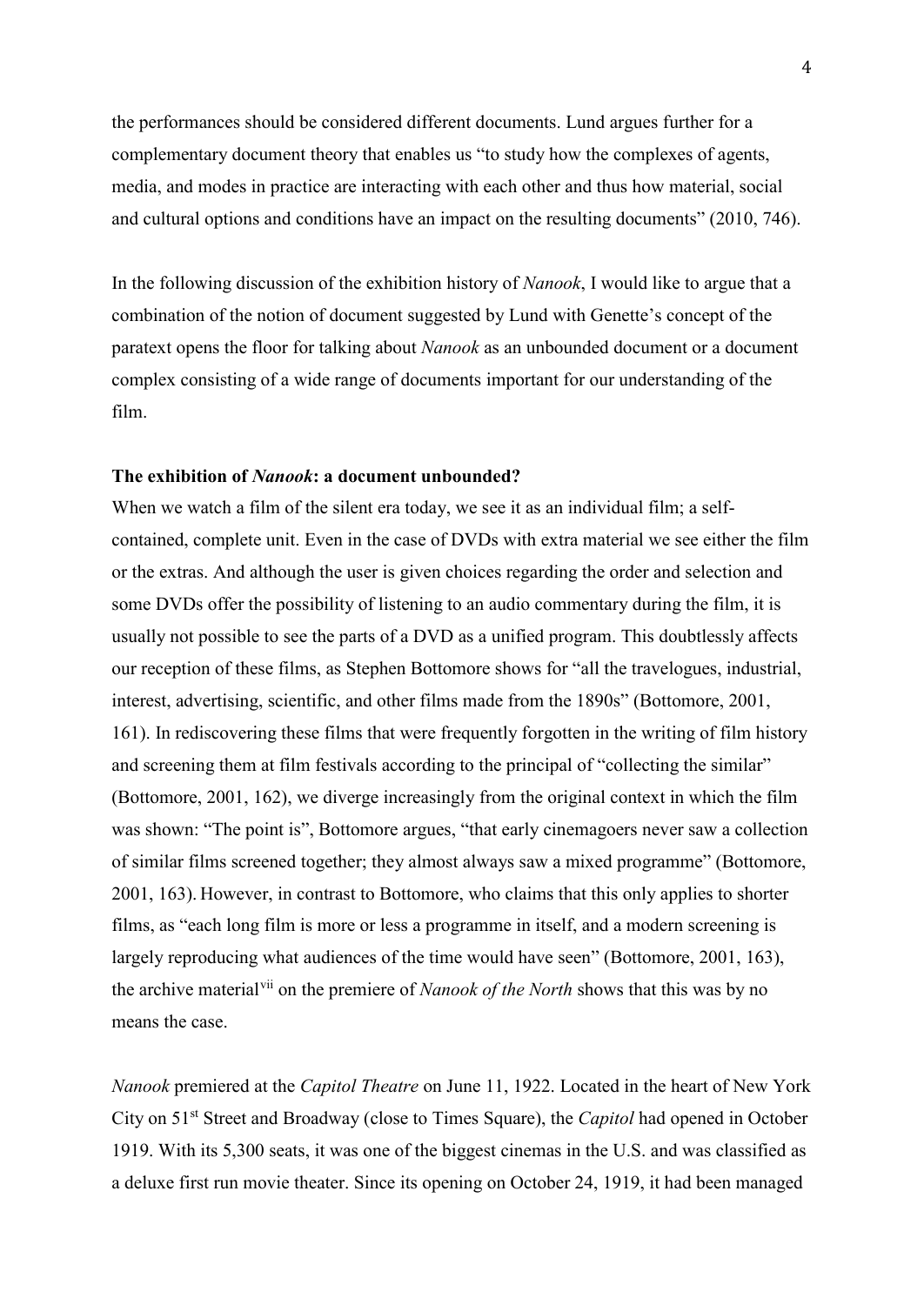the performances should be considered different documents. Lund argues further for a complementary document theory that enables us "to study how the complexes of agents, media, and modes in practice are interacting with each other and thus how material, social and cultural options and conditions have an impact on the resulting documents" (2010, 746).

In the following discussion of the exhibition history of *Nanook*, I would like to argue that a combination of the notion of document suggested by Lund with Genette's concept of the paratext opens the floor for talking about *Nanook* as an unbounded document or a document complex consisting of a wide range of documents important for our understanding of the film.

**The exhibition of *Nanook*: a document unbounded?**

When we watch a film of the silent era today, we see it as an individual film; a self-contained, complete unit. Even in the case of DVDs with extra material we see either the film or the extras. And although the user is given choices regarding the order and selection and some DVDs offer the possibility of listening to an audio commentary during the film, it is usually not possible to see the parts of a DVD as a unified program. This doubtlessly affects our reception of these films, as Stephen Bottomore shows for "all the travelogues, industrial, interest, advertising, scientific, and other films made from the 1890s" (Bottomore, 2001, 161). In rediscovering these films that were frequently forgotten in the writing of film history and screening them at film festivals according to the principal of "collecting the similar" (Bottomore, 2001, 162), we diverge increasingly from the original context in which the film was shown: "The point is", Bottomore argues, "that early cinemagoers never saw a collection of similar films screened together; they almost always saw a mixed programme" (Bottomore, 2001, 163). However, in contrast to Bottomore, who claims that this only applies to shorter films, as "each long film is more or less a programme in itself, and a modern screening is largely reproducing what audiences of the time would have seen" (Bottomore, 2001, 163), the archive material[vii] on the premiere of *Nanook of the North* shows that this was by no means the case.

*Nanook* premiered at the *Capitol Theatre* on June 11, 1922. Located in the heart of New York City on 51st Street and Broadway (close to Times Square), the *Capitol* had opened in October 1919. With its 5,300 seats, it was one of the biggest cinemas in the U.S. and was classified as a deluxe first run movie theater. Since its opening on October 24, 1919, it had been managed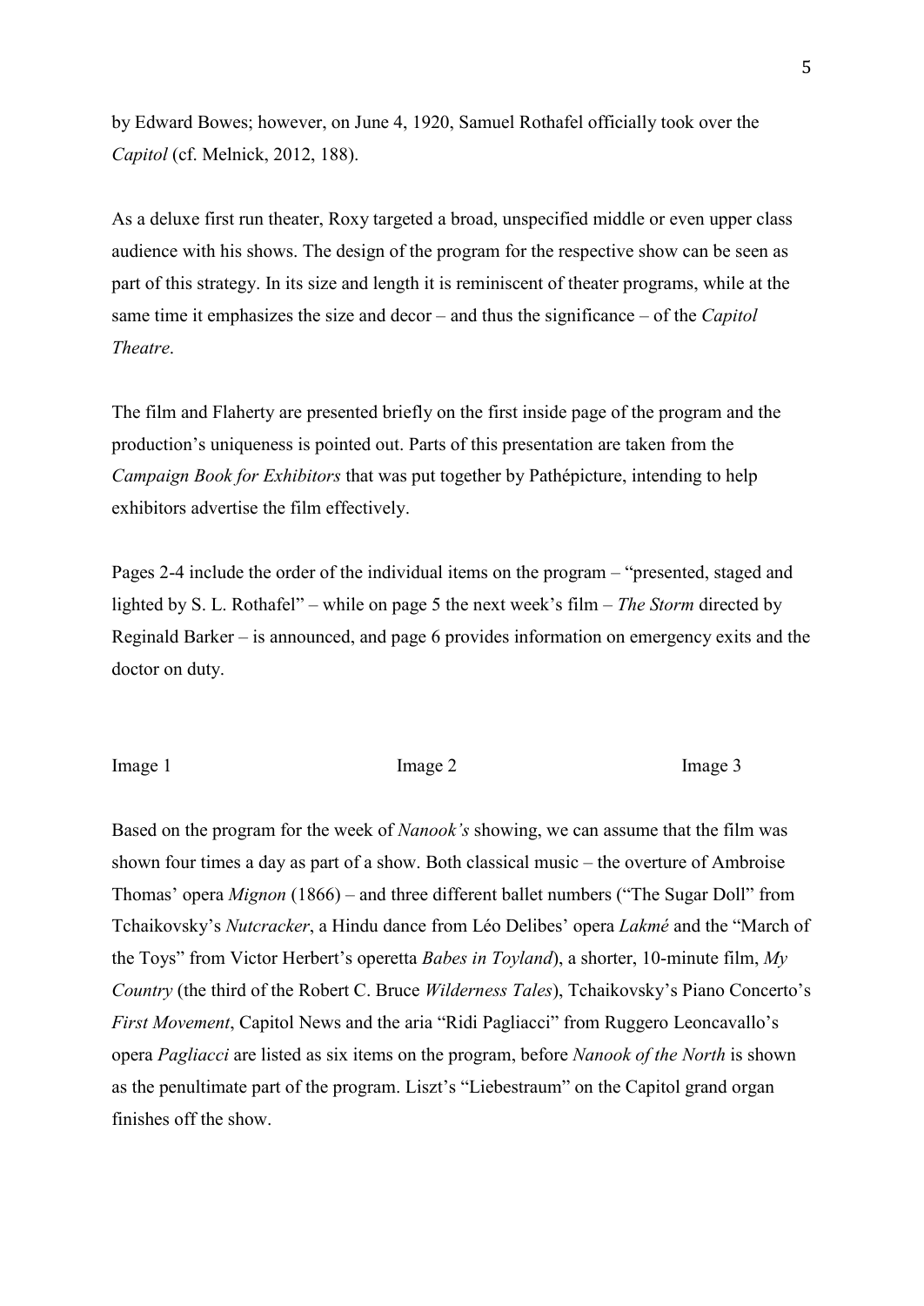by Edward Bowes; however, on June 4, 1920, Samuel Rothafel officially took over the *Capitol* (cf. Melnick, 2012, 188).

As a deluxe first run theater, Roxy targeted a broad, unspecified middle or even upper class audience with his shows. The design of the program for the respective show can be seen as part of this strategy. In its size and length it is reminiscent of theater programs, while at the same time it emphasizes the size and decor – and thus the significance – of the *Capitol Theatre*.

The film and Flaherty are presented briefly on the first inside page of the program and the production's uniqueness is pointed out. Parts of this presentation are taken from the *Campaign Book for Exhibitors* that was put together by Pathépicture, intending to help exhibitors advertise the film effectively.

Pages 2-4 include the order of the individual items on the program – "presented, staged and lighted by S. L. Rothafel" – while on page 5 the next week's film – *The Storm* directed by Reginald Barker – is announced, and page 6 provides information on emergency exits and the doctor on duty.

Image 1 Image 2 Image 3

Based on the program for the week of *Nanook's* showing, we can assume that the film was shown four times a day as part of a show. Both classical music – the overture of Ambroise Thomas' opera *Mignon* (1866) – and three different ballet numbers ("The Sugar Doll" from Tchaikovsky's *Nutcracker*, a Hindu dance from Léo Delibes' opera *Lakmé* and the "March of the Toys" from Victor Herbert's operetta *Babes in Toyland*), a shorter, 10-minute film, *My Country* (the third of the Robert C. Bruce *Wilderness Tales*), Tchaikovsky's Piano Concerto's *First Movement*, Capitol News and the aria "Ridi Pagliacci" from Ruggero Leoncavallo's opera *Pagliacci* are listed as six items on the program, before *Nanook of the North* is shown as the penultimate part of the program. Liszt's "Liebestraum" on the Capitol grand organ finishes off the show.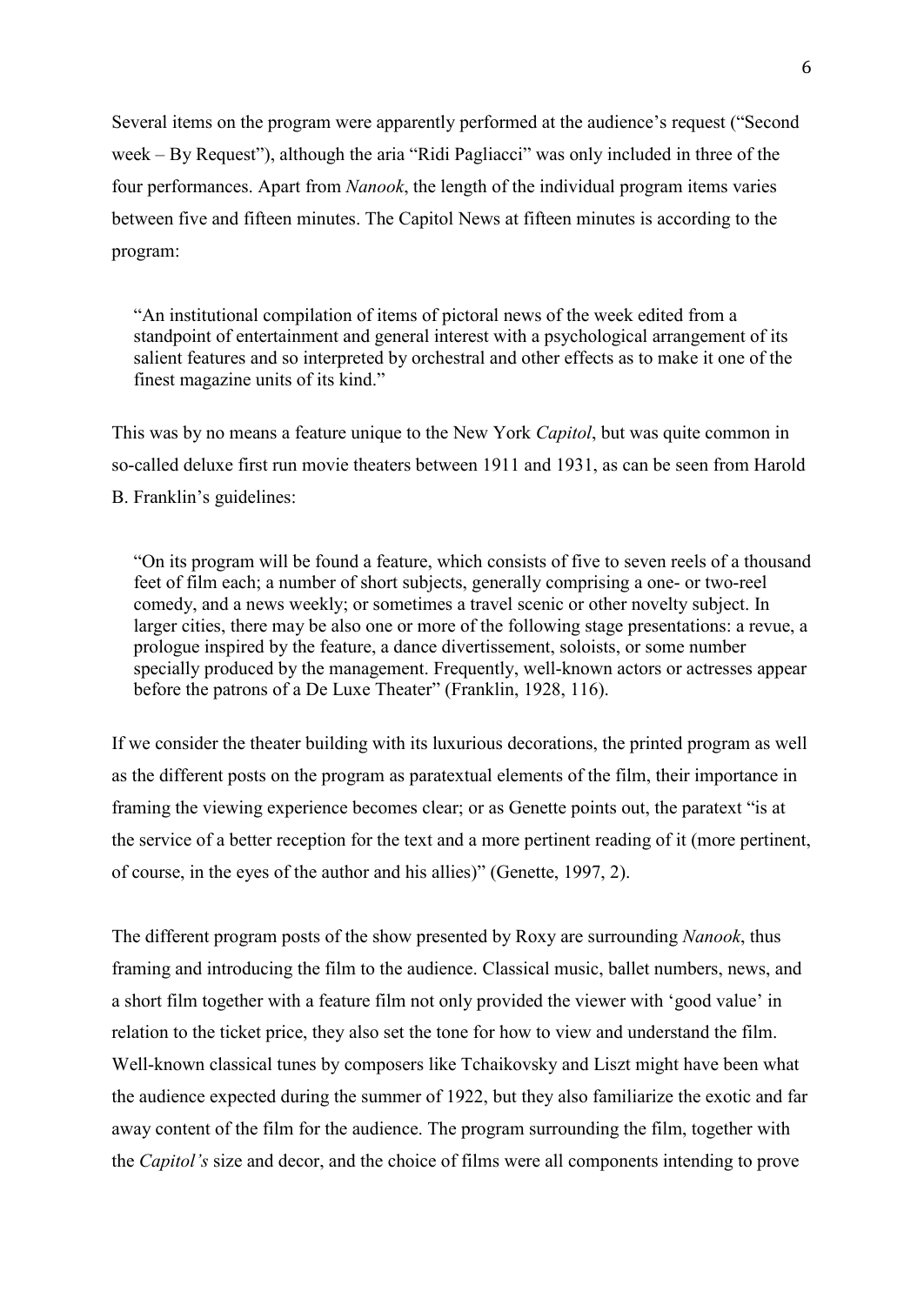Several items on the program were apparently performed at the audience's request ("Second week – By Request"), although the aria "Ridi Pagliacci" was only included in three of the four performances. Apart from *Nanook*, the length of the individual program items varies between five and fifteen minutes. The Capitol News at fifteen minutes is according to the program:

> "An institutional compilation of items of pictoral news of the week edited from a standpoint of entertainment and general interest with a psychological arrangement of its salient features and so interpreted by orchestral and other effects as to make it one of the finest magazine units of its kind."

This was by no means a feature unique to the New York *Capitol*, but was quite common in so-called deluxe first run movie theaters between 1911 and 1931, as can be seen from Harold B. Franklin's guidelines:

> "On its program will be found a feature, which consists of five to seven reels of a thousand feet of film each; a number of short subjects, generally comprising a one- or two-reel comedy, and a news weekly; or sometimes a travel scenic or other novelty subject. In larger cities, there may be also one or more of the following stage presentations: a revue, a prologue inspired by the feature, a dance divertissement, soloists, or some number specially produced by the management. Frequently, well-known actors or actresses appear before the patrons of a De Luxe Theater" (Franklin, 1928, 116).

If we consider the theater building with its luxurious decorations, the printed program as well as the different posts on the program as paratextual elements of the film, their importance in framing the viewing experience becomes clear; or as Genette points out, the paratext "is at the service of a better reception for the text and a more pertinent reading of it (more pertinent, of course, in the eyes of the author and his allies)" (Genette, 1997, 2).

The different program posts of the show presented by Roxy are surrounding *Nanook*, thus framing and introducing the film to the audience. Classical music, ballet numbers, news, and a short film together with a feature film not only provided the viewer with 'good value' in relation to the ticket price, they also set the tone for how to view and understand the film. Well-known classical tunes by composers like Tchaikovsky and Liszt might have been what the audience expected during the summer of 1922, but they also familiarize the exotic and far away content of the film for the audience. The program surrounding the film, together with the *Capitol's* size and decor, and the choice of films were all components intending to prove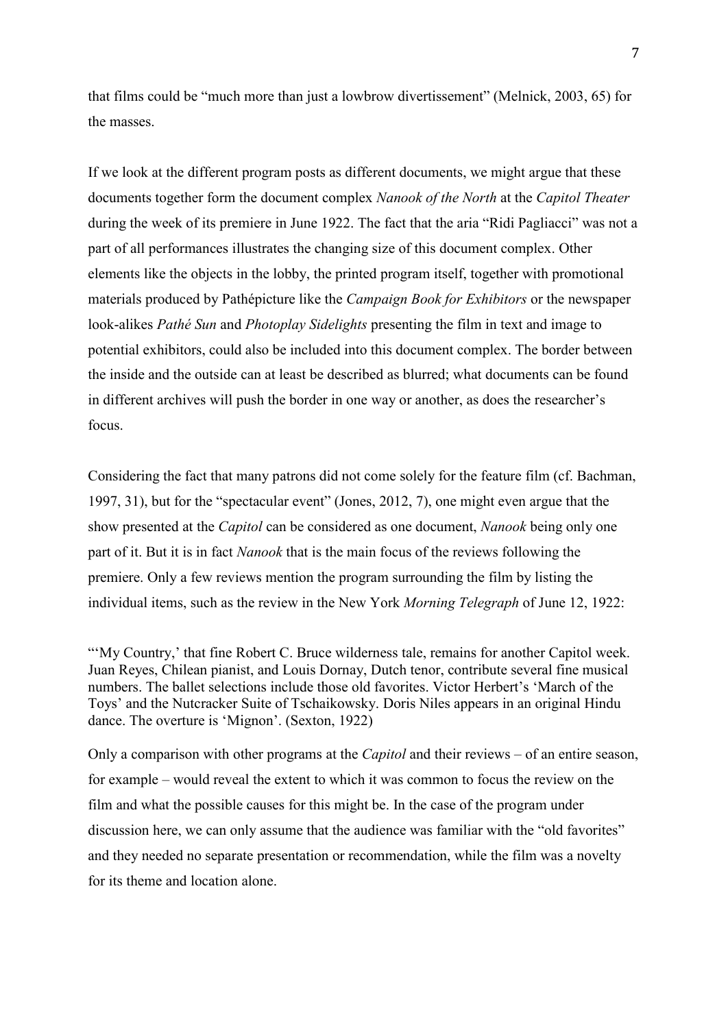that films could be "much more than just a lowbrow divertissement" (Melnick, 2003, 65) for the masses.

If we look at the different program posts as different documents, we might argue that these documents together form the document complex *Nanook of the North* at the *Capitol Theater* during the week of its premiere in June 1922. The fact that the aria "Ridi Pagliacci" was not a part of all performances illustrates the changing size of this document complex. Other elements like the objects in the lobby, the printed program itself, together with promotional materials produced by Pathépicture like the *Campaign Book for Exhibitors* or the newspaper look-alikes *Pathé Sun* and *Photoplay Sidelights* presenting the film in text and image to potential exhibitors, could also be included into this document complex. The border between the inside and the outside can at least be described as blurred; what documents can be found in different archives will push the border in one way or another, as does the researcher's focus.

Considering the fact that many patrons did not come solely for the feature film (cf. Bachman, 1997, 31), but for the "spectacular event" (Jones, 2012, 7), one might even argue that the show presented at the *Capitol* can be considered as one document, *Nanook* being only one part of it. But it is in fact *Nanook* that is the main focus of the reviews following the premiere. Only a few reviews mention the program surrounding the film by listing the individual items, such as the review in the New York *Morning Telegraph* of June 12, 1922:

> "'My Country,' that fine Robert C. Bruce wilderness tale, remains for another Capitol week. Juan Reyes, Chilean pianist, and Louis Dornay, Dutch tenor, contribute several fine musical numbers. The ballet selections include those old favorites. Victor Herbert's 'March of the Toys' and the Nutcracker Suite of Tschaikowsky. Doris Niles appears in an original Hindu dance. The overture is 'Mignon'. (Sexton, 1922)

Only a comparison with other programs at the *Capitol* and their reviews – of an entire season, for example – would reveal the extent to which it was common to focus the review on the film and what the possible causes for this might be. In the case of the program under discussion here, we can only assume that the audience was familiar with the "old favorites" and they needed no separate presentation or recommendation, while the film was a novelty for its theme and location alone.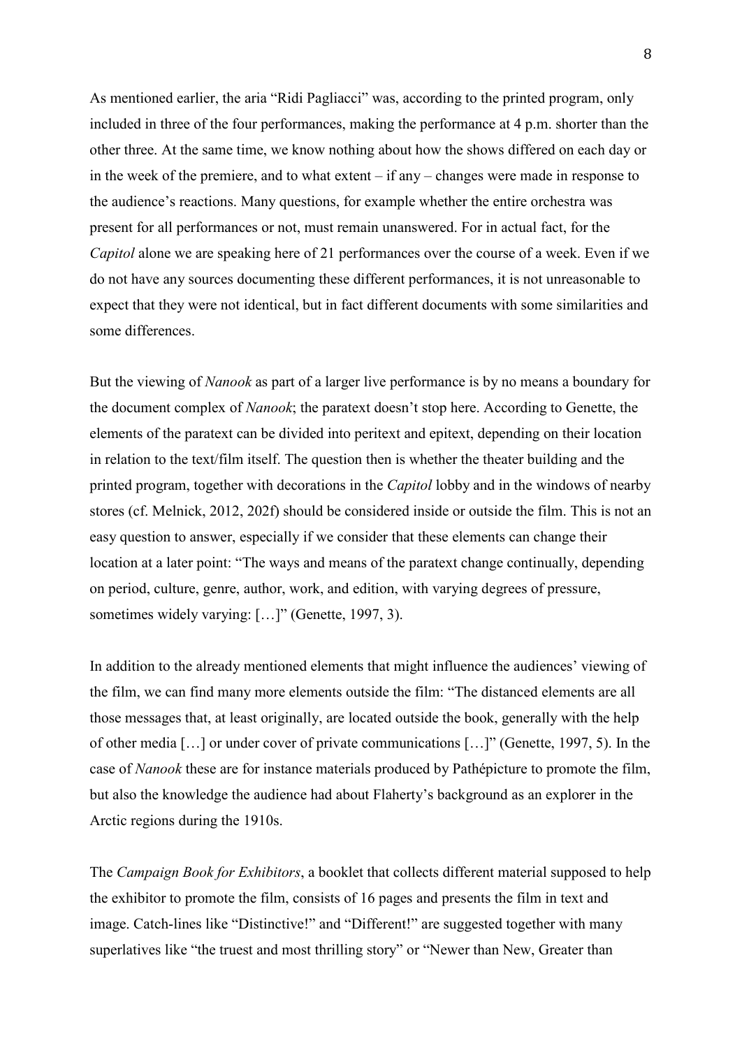As mentioned earlier, the aria "Ridi Pagliacci" was, according to the printed program, only included in three of the four performances, making the performance at 4 p.m. shorter than the other three. At the same time, we know nothing about how the shows differed on each day or in the week of the premiere, and to what extent – if any – changes were made in response to the audience's reactions. Many questions, for example whether the entire orchestra was present for all performances or not, must remain unanswered. For in actual fact, for the *Capitol* alone we are speaking here of 21 performances over the course of a week. Even if we do not have any sources documenting these different performances, it is not unreasonable to expect that they were not identical, but in fact different documents with some similarities and some differences.

But the viewing of *Nanook* as part of a larger live performance is by no means a boundary for the document complex of *Nanook*; the paratext doesn't stop here. According to Genette, the elements of the paratext can be divided into peritext and epitext, depending on their location in relation to the text/film itself. The question then is whether the theater building and the printed program, together with decorations in the *Capitol* lobby and in the windows of nearby stores (cf. Melnick, 2012, 202f) should be considered inside or outside the film. This is not an easy question to answer, especially if we consider that these elements can change their location at a later point: "The ways and means of the paratext change continually, depending on period, culture, genre, author, work, and edition, with varying degrees of pressure, sometimes widely varying: […]" (Genette, 1997, 3).

In addition to the already mentioned elements that might influence the audiences' viewing of the film, we can find many more elements outside the film: "The distanced elements are all those messages that, at least originally, are located outside the book, generally with the help of other media […] or under cover of private communications […]" (Genette, 1997, 5). In the case of *Nanook* these are for instance materials produced by Pathépicture to promote the film, but also the knowledge the audience had about Flaherty's background as an explorer in the Arctic regions during the 1910s.

The *Campaign Book for Exhibitors*, a booklet that collects different material supposed to help the exhibitor to promote the film, consists of 16 pages and presents the film in text and image. Catch-lines like "Distinctive!" and "Different!" are suggested together with many superlatives like "the truest and most thrilling story" or "Newer than New, Greater than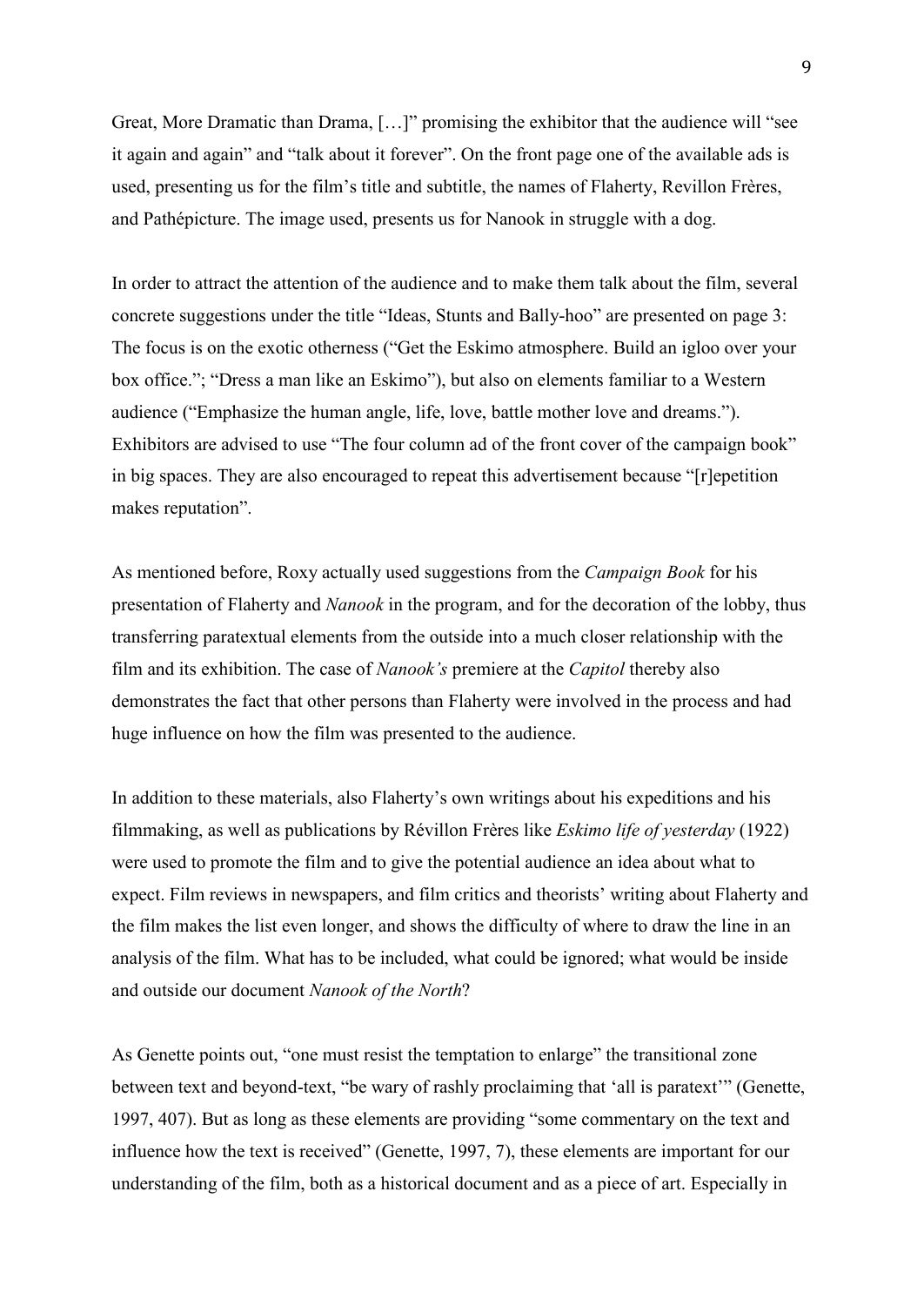Great, More Dramatic than Drama, […]" promising the exhibitor that the audience will "see it again and again" and "talk about it forever". On the front page one of the available ads is used, presenting us for the film's title and subtitle, the names of Flaherty, Revillon Frères, and Pathépicture. The image used, presents us for Nanook in struggle with a dog.

In order to attract the attention of the audience and to make them talk about the film, several concrete suggestions under the title "Ideas, Stunts and Bally-hoo" are presented on page 3: The focus is on the exotic otherness ("Get the Eskimo atmosphere. Build an igloo over your box office."; "Dress a man like an Eskimo"), but also on elements familiar to a Western audience ("Emphasize the human angle, life, love, battle mother love and dreams."). Exhibitors are advised to use "The four column ad of the front cover of the campaign book" in big spaces. They are also encouraged to repeat this advertisement because "[r]epetition makes reputation".

As mentioned before, Roxy actually used suggestions from the *Campaign Book* for his presentation of Flaherty and *Nanook* in the program, and for the decoration of the lobby, thus transferring paratextual elements from the outside into a much closer relationship with the film and its exhibition. The case of *Nanook's* premiere at the *Capitol* thereby also demonstrates the fact that other persons than Flaherty were involved in the process and had huge influence on how the film was presented to the audience.

In addition to these materials, also Flaherty's own writings about his expeditions and his filmmaking, as well as publications by Révillon Frères like *Eskimo life of yesterday* (1922) were used to promote the film and to give the potential audience an idea about what to expect. Film reviews in newspapers, and film critics and theorists' writing about Flaherty and the film makes the list even longer, and shows the difficulty of where to draw the line in an analysis of the film. What has to be included, what could be ignored; what would be inside and outside our document *Nanook of the North*?

As Genette points out, "one must resist the temptation to enlarge" the transitional zone between text and beyond-text, "be wary of rashly proclaiming that 'all is paratext'" (Genette, 1997, 407). But as long as these elements are providing "some commentary on the text and influence how the text is received" (Genette, 1997, 7), these elements are important for our understanding of the film, both as a historical document and as a piece of art. Especially in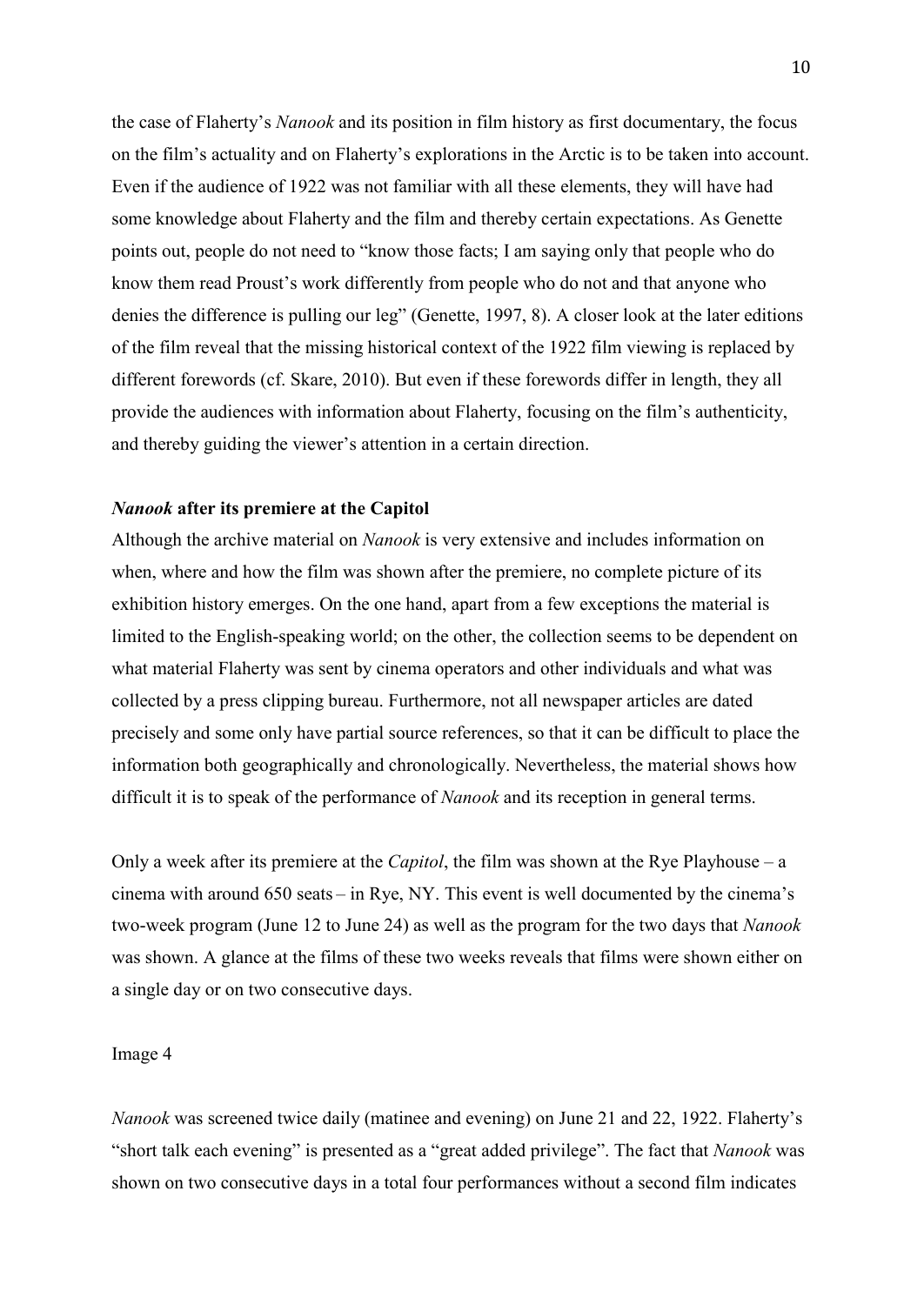the case of Flaherty's *Nanook* and its position in film history as first documentary, the focus on the film's actuality and on Flaherty's explorations in the Arctic is to be taken into account. Even if the audience of 1922 was not familiar with all these elements, they will have had some knowledge about Flaherty and the film and thereby certain expectations. As Genette points out, people do not need to "know those facts; I am saying only that people who do know them read Proust's work differently from people who do not and that anyone who denies the difference is pulling our leg" (Genette, 1997, 8). A closer look at the later editions of the film reveal that the missing historical context of the 1922 film viewing is replaced by different forewords (cf. Skare, 2010). But even if these forewords differ in length, they all provide the audiences with information about Flaherty, focusing on the film's authenticity, and thereby guiding the viewer's attention in a certain direction.

### ***Nanook*** **after its premiere at the Capitol**

Although the archive material on *Nanook* is very extensive and includes information on when, where and how the film was shown after the premiere, no complete picture of its exhibition history emerges. On the one hand, apart from a few exceptions the material is limited to the English-speaking world; on the other, the collection seems to be dependent on what material Flaherty was sent by cinema operators and other individuals and what was collected by a press clipping bureau. Furthermore, not all newspaper articles are dated precisely and some only have partial source references, so that it can be difficult to place the information both geographically and chronologically. Nevertheless, the material shows how difficult it is to speak of the performance of *Nanook* and its reception in general terms.

Only a week after its premiere at the *Capitol*, the film was shown at the Rye Playhouse – a cinema with around 650 seats – in Rye, NY. This event is well documented by the cinema's two-week program (June 12 to June 24) as well as the program for the two days that *Nanook* was shown. A glance at the films of these two weeks reveals that films were shown either on a single day or on two consecutive days.

Image 4

*Nanook* was screened twice daily (matinee and evening) on June 21 and 22, 1922. Flaherty's "short talk each evening" is presented as a "great added privilege". The fact that *Nanook* was shown on two consecutive days in a total four performances without a second film indicates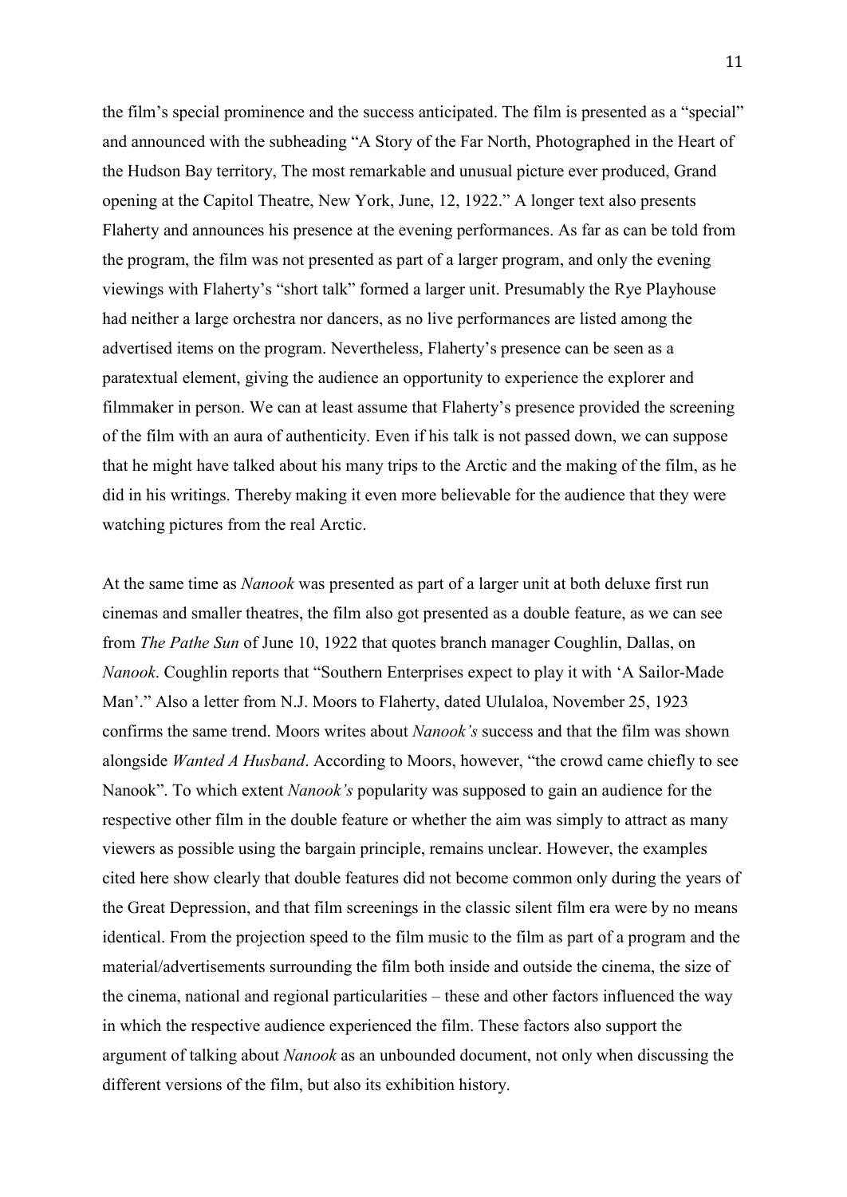the film's special prominence and the success anticipated. The film is presented as a "special" and announced with the subheading "A Story of the Far North, Photographed in the Heart of the Hudson Bay territory, The most remarkable and unusual picture ever produced, Grand opening at the Capitol Theatre, New York, June, 12, 1922." A longer text also presents Flaherty and announces his presence at the evening performances. As far as can be told from the program, the film was not presented as part of a larger program, and only the evening viewings with Flaherty's "short talk" formed a larger unit. Presumably the Rye Playhouse had neither a large orchestra nor dancers, as no live performances are listed among the advertised items on the program. Nevertheless, Flaherty's presence can be seen as a paratextual element, giving the audience an opportunity to experience the explorer and filmmaker in person. We can at least assume that Flaherty's presence provided the screening of the film with an aura of authenticity. Even if his talk is not passed down, we can suppose that he might have talked about his many trips to the Arctic and the making of the film, as he did in his writings. Thereby making it even more believable for the audience that they were watching pictures from the real Arctic.

At the same time as *Nanook* was presented as part of a larger unit at both deluxe first run cinemas and smaller theatres, the film also got presented as a double feature, as we can see from *The Pathe Sun* of June 10, 1922 that quotes branch manager Coughlin, Dallas, on *Nanook*. Coughlin reports that "Southern Enterprises expect to play it with 'A Sailor-Made Man'." Also a letter from N.J. Moors to Flaherty, dated Ululaloa, November 25, 1923 confirms the same trend. Moors writes about *Nanook's* success and that the film was shown alongside *Wanted A Husband*. According to Moors, however, "the crowd came chiefly to see Nanook". To which extent *Nanook's* popularity was supposed to gain an audience for the respective other film in the double feature or whether the aim was simply to attract as many viewers as possible using the bargain principle, remains unclear. However, the examples cited here show clearly that double features did not become common only during the years of the Great Depression, and that film screenings in the classic silent film era were by no means identical. From the projection speed to the film music to the film as part of a program and the material/advertisements surrounding the film both inside and outside the cinema, the size of the cinema, national and regional particularities – these and other factors influenced the way in which the respective audience experienced the film. These factors also support the argument of talking about *Nanook* as an unbounded document, not only when discussing the different versions of the film, but also its exhibition history.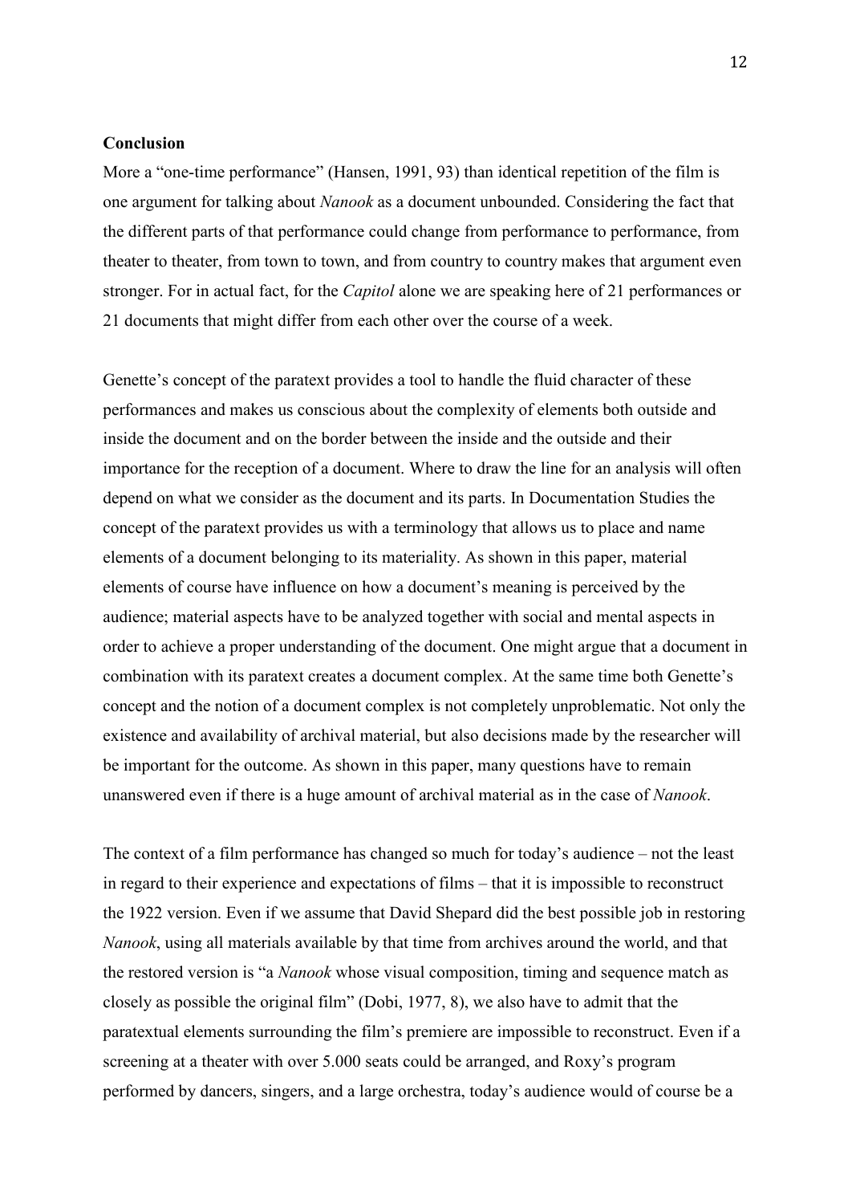## Conclusion

More a "one-time performance" (Hansen, 1991, 93) than identical repetition of the film is one argument for talking about *Nanook* as a document unbounded. Considering the fact that the different parts of that performance could change from performance to performance, from theater to theater, from town to town, and from country to country makes that argument even stronger. For in actual fact, for the *Capitol* alone we are speaking here of 21 performances or 21 documents that might differ from each other over the course of a week.

Genette's concept of the paratext provides a tool to handle the fluid character of these performances and makes us conscious about the complexity of elements both outside and inside the document and on the border between the inside and the outside and their importance for the reception of a document. Where to draw the line for an analysis will often depend on what we consider as the document and its parts. In Documentation Studies the concept of the paratext provides us with a terminology that allows us to place and name elements of a document belonging to its materiality. As shown in this paper, material elements of course have influence on how a document's meaning is perceived by the audience; material aspects have to be analyzed together with social and mental aspects in order to achieve a proper understanding of the document. One might argue that a document in combination with its paratext creates a document complex. At the same time both Genette's concept and the notion of a document complex is not completely unproblematic. Not only the existence and availability of archival material, but also decisions made by the researcher will be important for the outcome. As shown in this paper, many questions have to remain unanswered even if there is a huge amount of archival material as in the case of *Nanook*.

The context of a film performance has changed so much for today's audience – not the least in regard to their experience and expectations of films – that it is impossible to reconstruct the 1922 version. Even if we assume that David Shepard did the best possible job in restoring *Nanook*, using all materials available by that time from archives around the world, and that the restored version is "a *Nanook* whose visual composition, timing and sequence match as closely as possible the original film" (Dobi, 1977, 8), we also have to admit that the paratextual elements surrounding the film's premiere are impossible to reconstruct. Even if a screening at a theater with over 5.000 seats could be arranged, and Roxy's program performed by dancers, singers, and a large orchestra, today's audience would of course be a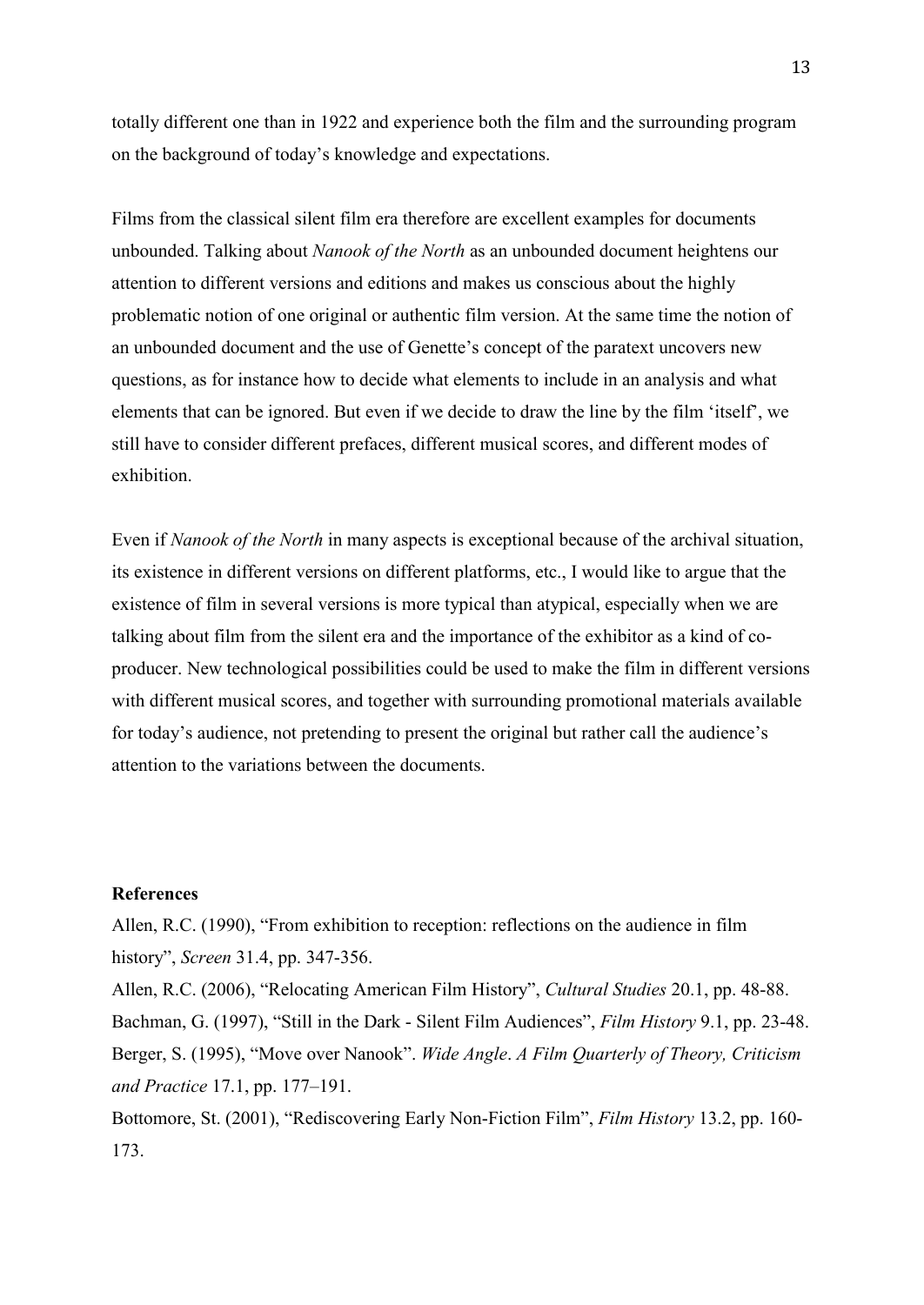totally different one than in 1922 and experience both the film and the surrounding program on the background of today's knowledge and expectations.

Films from the classical silent film era therefore are excellent examples for documents unbounded. Talking about *Nanook of the North* as an unbounded document heightens our attention to different versions and editions and makes us conscious about the highly problematic notion of one original or authentic film version. At the same time the notion of an unbounded document and the use of Genette's concept of the paratext uncovers new questions, as for instance how to decide what elements to include in an analysis and what elements that can be ignored. But even if we decide to draw the line by the film 'itself', we still have to consider different prefaces, different musical scores, and different modes of exhibition.

Even if *Nanook of the North* in many aspects is exceptional because of the archival situation, its existence in different versions on different platforms, etc., I would like to argue that the existence of film in several versions is more typical than atypical, especially when we are talking about film from the silent era and the importance of the exhibitor as a kind of co-producer. New technological possibilities could be used to make the film in different versions with different musical scores, and together with surrounding promotional materials available for today's audience, not pretending to present the original but rather call the audience's attention to the variations between the documents.

**References**

Allen, R.C. (1990), "From exhibition to reception: reflections on the audience in film history", *Screen* 31.4, pp. 347-356.

Allen, R.C. (2006), "Relocating American Film History", *Cultural Studies* 20.1, pp. 48-88.

Bachman, G. (1997), "Still in the Dark - Silent Film Audiences", *Film History* 9.1, pp. 23-48.

Berger, S. (1995), "Move over Nanook". *Wide Angle*. *A Film Quarterly of Theory, Criticism and Practice* 17.1, pp. 177–191.

Bottomore, St. (2001), "Rediscovering Early Non-Fiction Film", *Film History* 13.2, pp. 160-173.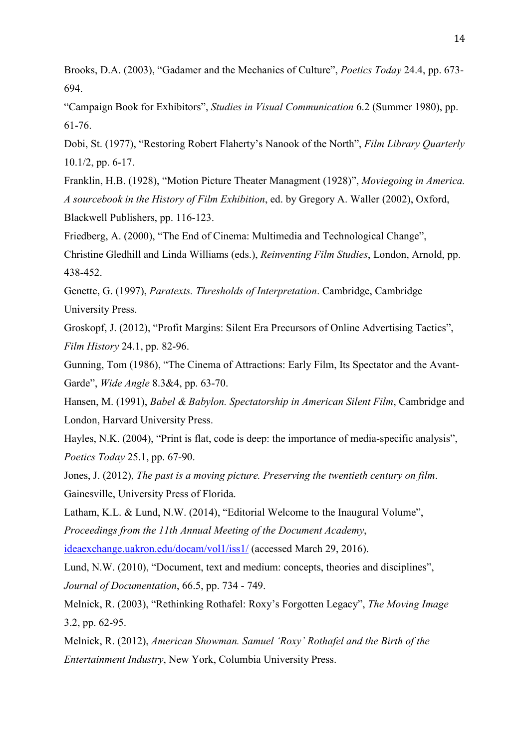Brooks, D.A. (2003), “Gadamer and the Mechanics of Culture”, *Poetics Today* 24.4, pp. 673-694.

“Campaign Book for Exhibitors”, *Studies in Visual Communication* 6.2 (Summer 1980), pp. 61-76.

Dobi, St. (1977), “Restoring Robert Flaherty’s Nanook of the North”, *Film Library Quarterly* 10.1/2, pp. 6-17.

Franklin, H.B. (1928), “Motion Picture Theater Managment (1928)”, *Moviegoing in America. A sourcebook in the History of Film Exhibition*, ed. by Gregory A. Waller (2002), Oxford, Blackwell Publishers, pp. 116-123.

Friedberg, A. (2000), “The End of Cinema: Multimedia and Technological Change”, Christine Gledhill and Linda Williams (eds.), *Reinventing Film Studies*, London, Arnold, pp. 438-452.

Genette, G. (1997), *Paratexts. Thresholds of Interpretation*. Cambridge, Cambridge University Press.

Groskopf, J. (2012), “Profit Margins: Silent Era Precursors of Online Advertising Tactics”, *Film History* 24.1, pp. 82-96.

Gunning, Tom (1986), “The Cinema of Attractions: Early Film, Its Spectator and the Avant-Garde”, *Wide Angle* 8.3&4, pp. 63-70.

Hansen, M. (1991), *Babel & Babylon. Spectatorship in American Silent Film*, Cambridge and London, Harvard University Press.

Hayles, N.K. (2004), “Print is flat, code is deep: the importance of media-specific analysis”, *Poetics Today* 25.1, pp. 67-90.

Jones, J. (2012), *The past is a moving picture. Preserving the twentieth century on film*. Gainesville, University Press of Florida.

Latham, K.L. & Lund, N.W. (2014), “Editorial Welcome to the Inaugural Volume”, *Proceedings from the 11th Annual Meeting of the Document Academy*, [ideaexchange.uakron.edu/docam/vol1/iss1/](ideaexchange.uakron.edu/docam/vol1/iss1/) (accessed March 29, 2016).

Lund, N.W. (2010), “Document, text and medium: concepts, theories and disciplines”, *Journal of Documentation*, 66.5, pp. 734 - 749.

Melnick, R. (2003), “Rethinking Rothafel: Roxy’s Forgotten Legacy”, *The Moving Image* 3.2, pp. 62-95.

Melnick, R. (2012), *American Showman. Samuel ‘Roxy’ Rothafel and the Birth of the Entertainment Industry*, New York, Columbia University Press.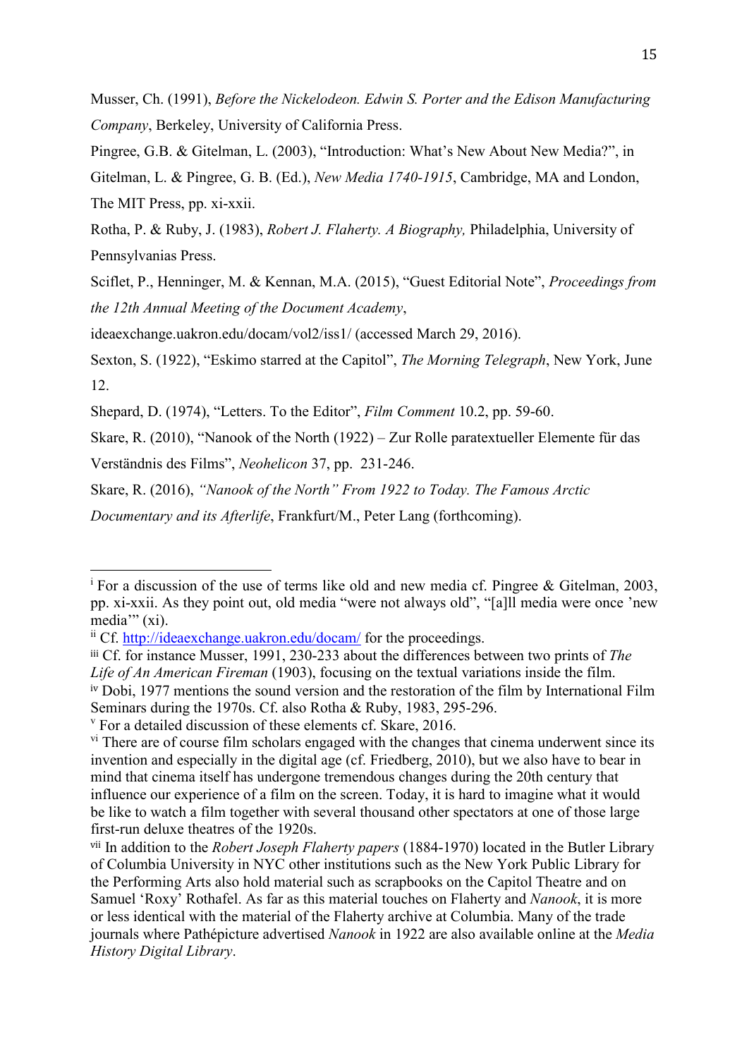Musser, Ch. (1991), *Before the Nickelodeon. Edwin S. Porter and the Edison Manufacturing Company*, Berkeley, University of California Press.

Pingree, G.B. & Gitelman, L. (2003), "Introduction: What's New About New Media?", in Gitelman, L. & Pingree, G. B. (Ed.), *New Media 1740-1915*, Cambridge, MA and London, The MIT Press, pp. xi-xxii.

Rotha, P. & Ruby, J. (1983), *Robert J. Flaherty. A Biography,* Philadelphia, University of Pennsylvanias Press.

Sciflet, P., Henninger, M. & Kennan, M.A. (2015), "Guest Editorial Note", *Proceedings from the 12th Annual Meeting of the Document Academy*, ideaexchange.uakron.edu/docam/vol2/iss1/ (accessed March 29, 2016).

Sexton, S. (1922), "Eskimo starred at the Capitol", *The Morning Telegraph*, New York, June 12.

Shepard, D. (1974), "Letters. To the Editor", *Film Comment* 10.2, pp. 59-60.

Skare, R. (2010), "Nanook of the North (1922) – Zur Rolle paratextueller Elemente für das Verständnis des Films", *Neohelicon* 37, pp. 231-246.

Skare, R. (2016), *"Nanook of the North" From 1922 to Today. The Famous Arctic Documentary and its Afterlife*, Frankfurt/M., Peter Lang (forthcoming).

---

[i] For a discussion of the use of terms like old and new media cf. Pingree & Gitelman, 2003, pp. xi-xxii. As they point out, old media "were not always old", "[a]ll media were once 'new media'" (xi).

[ii] Cf. http://ideaexchange.uakron.edu/docam/ for the proceedings.

[iii] Cf. for instance Musser, 1991, 230-233 about the differences between two prints of *The Life of An American Fireman* (1903), focusing on the textual variations inside the film.

[iv] Dobi, 1977 mentions the sound version and the restoration of the film by International Film Seminars during the 1970s. Cf. also Rotha & Ruby, 1983, 295-296.

[v] For a detailed discussion of these elements cf. Skare, 2016.

[vi] There are of course film scholars engaged with the changes that cinema underwent since its invention and especially in the digital age (cf. Friedberg, 2010), but we also have to bear in mind that cinema itself has undergone tremendous changes during the 20th century that influence our experience of a film on the screen. Today, it is hard to imagine what it would be like to watch a film together with several thousand other spectators at one of those large first-run deluxe theatres of the 1920s.

[vii] In addition to the *Robert Joseph Flaherty papers* (1884-1970) located in the Butler Library of Columbia University in NYC other institutions such as the New York Public Library for the Performing Arts also hold material such as scrapbooks on the Capitol Theatre and on Samuel 'Roxy' Rothafel. As far as this material touches on Flaherty and *Nanook*, it is more or less identical with the material of the Flaherty archive at Columbia. Many of the trade journals where Pathépicture advertised *Nanook* in 1922 are also available online at the *Media History Digital Library*.